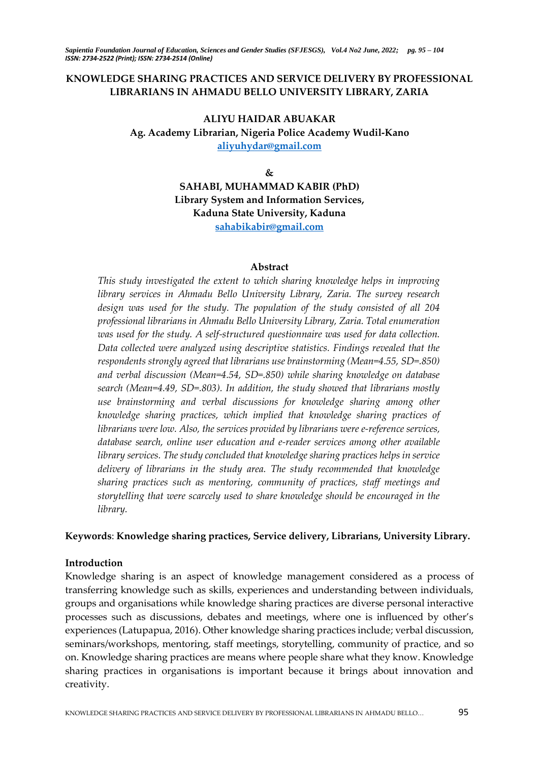# KNOWLEDGE SHARING PRACTICES AND SERVICE DELIVERY BY PROFESSIONAL LIBRARIANS IN AHMADU BELLO UNIVERSITY LIBRARY, ZARIA

**ALIYU HAIDAR ABUAKAR**
**Ag. Academy Librarian, Nigeria Police Academy Wudil-Kano**
**aliyuhydar@gmail.com**

**&**

**SAHABI, MUHAMMAD KABIR (PhD)**
**Library System and Information Services,**
**Kaduna State University, Kaduna**
**sahabikabir@gmail.com**

### Abstract

*This study investigated the extent to which sharing knowledge helps in improving library services in Ahmadu Bello University Library, Zaria. The survey research design was used for the study. The population of the study consisted of all 204 professional librarians in Ahmadu Bello University Library, Zaria. Total enumeration was used for the study. A self-structured questionnaire was used for data collection. Data collected were analyzed using descriptive statistics. Findings revealed that the respondents strongly agreed that librarians use brainstorming (Mean=4.55, SD=.850) and verbal discussion (Mean=4.54, SD=.850) while sharing knowledge on database search (Mean=4.49, SD=.803). In addition, the study showed that librarians mostly use brainstorming and verbal discussions for knowledge sharing among other knowledge sharing practices, which implied that knowledge sharing practices of librarians were low. Also, the services provided by librarians were e-reference services, database search, online user education and e-reader services among other available library services. The study concluded that knowledge sharing practices helps in service delivery of librarians in the study area. The study recommended that knowledge sharing practices such as mentoring, community of practices, staff meetings and storytelling that were scarcely used to share knowledge should be encouraged in the library.*

**Keywords**: **Knowledge sharing practices, Service delivery, Librarians, University Library.**

## Introduction

Knowledge sharing is an aspect of knowledge management considered as a process of transferring knowledge such as skills, experiences and understanding between individuals, groups and organisations while knowledge sharing practices are diverse personal interactive processes such as discussions, debates and meetings, where one is influenced by other's experiences (Latupapua, 2016). Other knowledge sharing practices include; verbal discussion, seminars/workshops, mentoring, staff meetings, storytelling, community of practice, and so on. Knowledge sharing practices are means where people share what they know. Knowledge sharing practices in organisations is important because it brings about innovation and creativity.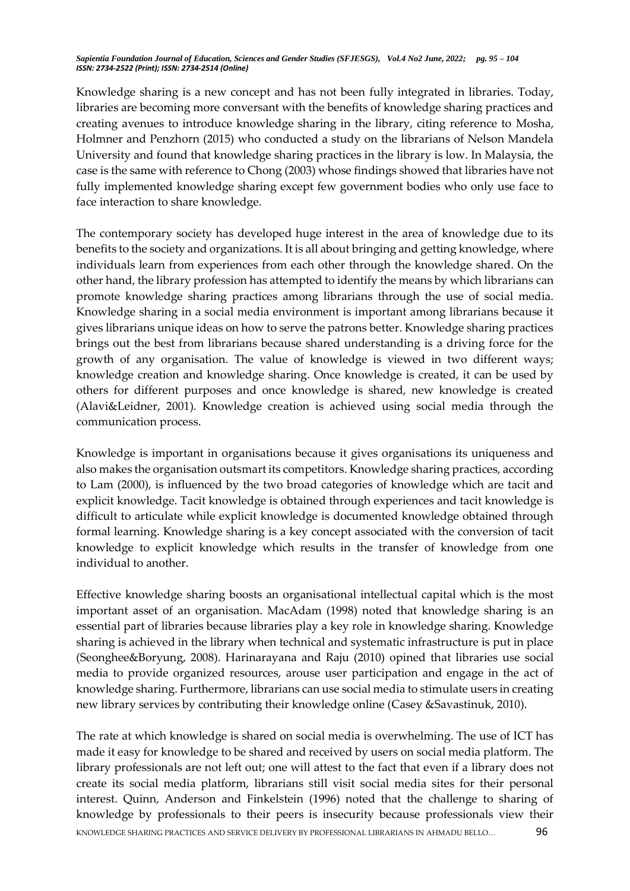Knowledge sharing is a new concept and has not been fully integrated in libraries. Today, libraries are becoming more conversant with the benefits of knowledge sharing practices and creating avenues to introduce knowledge sharing in the library, citing reference to Mosha, Holmner and Penzhorn (2015) who conducted a study on the librarians of Nelson Mandela University and found that knowledge sharing practices in the library is low. In Malaysia, the case is the same with reference to Chong (2003) whose findings showed that libraries have not fully implemented knowledge sharing except few government bodies who only use face to face interaction to share knowledge.

The contemporary society has developed huge interest in the area of knowledge due to its benefits to the society and organizations. It is all about bringing and getting knowledge, where individuals learn from experiences from each other through the knowledge shared. On the other hand, the library profession has attempted to identify the means by which librarians can promote knowledge sharing practices among librarians through the use of social media. Knowledge sharing in a social media environment is important among librarians because it gives librarians unique ideas on how to serve the patrons better. Knowledge sharing practices brings out the best from librarians because shared understanding is a driving force for the growth of any organisation. The value of knowledge is viewed in two different ways; knowledge creation and knowledge sharing. Once knowledge is created, it can be used by others for different purposes and once knowledge is shared, new knowledge is created (Alavi&Leidner, 2001). Knowledge creation is achieved using social media through the communication process.

Knowledge is important in organisations because it gives organisations its uniqueness and also makes the organisation outsmart its competitors. Knowledge sharing practices, according to Lam (2000), is influenced by the two broad categories of knowledge which are tacit and explicit knowledge. Tacit knowledge is obtained through experiences and tacit knowledge is difficult to articulate while explicit knowledge is documented knowledge obtained through formal learning. Knowledge sharing is a key concept associated with the conversion of tacit knowledge to explicit knowledge which results in the transfer of knowledge from one individual to another.

Effective knowledge sharing boosts an organisational intellectual capital which is the most important asset of an organisation. MacAdam (1998) noted that knowledge sharing is an essential part of libraries because libraries play a key role in knowledge sharing. Knowledge sharing is achieved in the library when technical and systematic infrastructure is put in place (Seonghee&Boryung, 2008). Harinarayana and Raju (2010) opined that libraries use social media to provide organized resources, arouse user participation and engage in the act of knowledge sharing. Furthermore, librarians can use social media to stimulate users in creating new library services by contributing their knowledge online (Casey &Savastinuk, 2010).

The rate at which knowledge is shared on social media is overwhelming. The use of ICT has made it easy for knowledge to be shared and received by users on social media platform. The library professionals are not left out; one will attest to the fact that even if a library does not create its social media platform, librarians still visit social media sites for their personal interest. Quinn, Anderson and Finkelstein (1996) noted that the challenge to sharing of knowledge by professionals to their peers is insecurity because professionals view their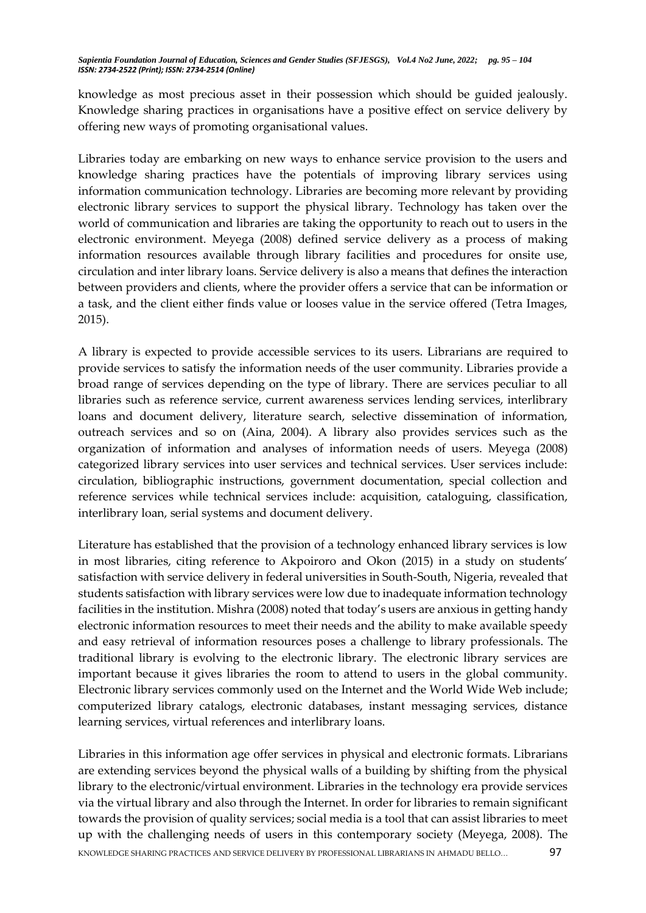knowledge as most precious asset in their possession which should be guided jealously. Knowledge sharing practices in organisations have a positive effect on service delivery by offering new ways of promoting organisational values.

Libraries today are embarking on new ways to enhance service provision to the users and knowledge sharing practices have the potentials of improving library services using information communication technology. Libraries are becoming more relevant by providing electronic library services to support the physical library. Technology has taken over the world of communication and libraries are taking the opportunity to reach out to users in the electronic environment. Meyega (2008) defined service delivery as a process of making information resources available through library facilities and procedures for onsite use, circulation and inter library loans. Service delivery is also a means that defines the interaction between providers and clients, where the provider offers a service that can be information or a task, and the client either finds value or looses value in the service offered (Tetra Images, 2015).

A library is expected to provide accessible services to its users. Librarians are required to provide services to satisfy the information needs of the user community. Libraries provide a broad range of services depending on the type of library. There are services peculiar to all libraries such as reference service, current awareness services lending services, interlibrary loans and document delivery, literature search, selective dissemination of information, outreach services and so on (Aina, 2004). A library also provides services such as the organization of information and analyses of information needs of users. Meyega (2008) categorized library services into user services and technical services. User services include: circulation, bibliographic instructions, government documentation, special collection and reference services while technical services include: acquisition, cataloguing, classification, interlibrary loan, serial systems and document delivery.

Literature has established that the provision of a technology enhanced library services is low in most libraries, citing reference to Akpoiroro and Okon (2015) in a study on students' satisfaction with service delivery in federal universities in South-South, Nigeria, revealed that students satisfaction with library services were low due to inadequate information technology facilities in the institution. Mishra (2008) noted that today's users are anxious in getting handy electronic information resources to meet their needs and the ability to make available speedy and easy retrieval of information resources poses a challenge to library professionals. The traditional library is evolving to the electronic library. The electronic library services are important because it gives libraries the room to attend to users in the global community. Electronic library services commonly used on the Internet and the World Wide Web include; computerized library catalogs, electronic databases, instant messaging services, distance learning services, virtual references and interlibrary loans.

Libraries in this information age offer services in physical and electronic formats. Librarians are extending services beyond the physical walls of a building by shifting from the physical library to the electronic/virtual environment. Libraries in the technology era provide services via the virtual library and also through the Internet. In order for libraries to remain significant towards the provision of quality services; social media is a tool that can assist libraries to meet up with the challenging needs of users in this contemporary society (Meyega, 2008). The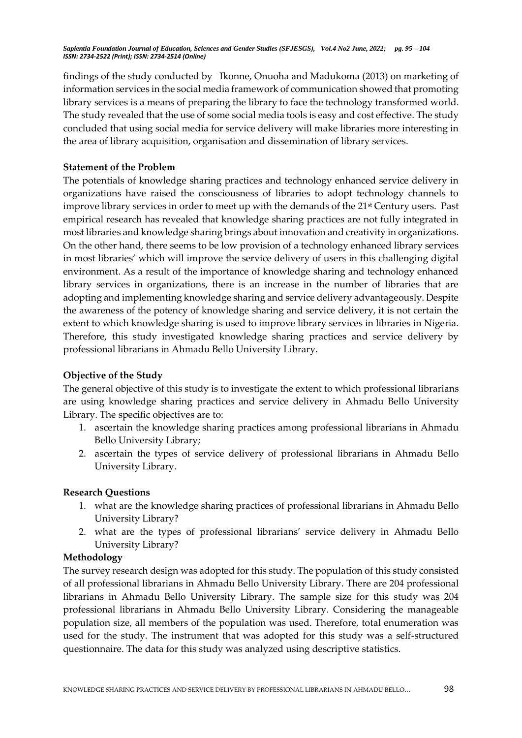findings of the study conducted by Ikonne, Onuoha and Madukoma (2013) on marketing of information services in the social media framework of communication showed that promoting library services is a means of preparing the library to face the technology transformed world. The study revealed that the use of some social media tools is easy and cost effective. The study concluded that using social media for service delivery will make libraries more interesting in the area of library acquisition, organisation and dissemination of library services.

**Statement of the Problem**

The potentials of knowledge sharing practices and technology enhanced service delivery in organizations have raised the consciousness of libraries to adopt technology channels to improve library services in order to meet up with the demands of the 21st Century users. Past empirical research has revealed that knowledge sharing practices are not fully integrated in most libraries and knowledge sharing brings about innovation and creativity in organizations. On the other hand, there seems to be low provision of a technology enhanced library services in most libraries' which will improve the service delivery of users in this challenging digital environment. As a result of the importance of knowledge sharing and technology enhanced library services in organizations, there is an increase in the number of libraries that are adopting and implementing knowledge sharing and service delivery advantageously. Despite the awareness of the potency of knowledge sharing and service delivery, it is not certain the extent to which knowledge sharing is used to improve library services in libraries in Nigeria. Therefore, this study investigated knowledge sharing practices and service delivery by professional librarians in Ahmadu Bello University Library.

**Objective of the Study**

The general objective of this study is to investigate the extent to which professional librarians are using knowledge sharing practices and service delivery in Ahmadu Bello University Library. The specific objectives are to:

1. ascertain the knowledge sharing practices among professional librarians in Ahmadu Bello University Library;
2. ascertain the types of service delivery of professional librarians in Ahmadu Bello University Library.

**Research Questions**

1. what are the knowledge sharing practices of professional librarians in Ahmadu Bello University Library?
2. what are the types of professional librarians' service delivery in Ahmadu Bello University Library?

**Methodology**

The survey research design was adopted for this study. The population of this study consisted of all professional librarians in Ahmadu Bello University Library. There are 204 professional librarians in Ahmadu Bello University Library. The sample size for this study was 204 professional librarians in Ahmadu Bello University Library. Considering the manageable population size, all members of the population was used. Therefore, total enumeration was used for the study. The instrument that was adopted for this study was a self-structured questionnaire. The data for this study was analyzed using descriptive statistics.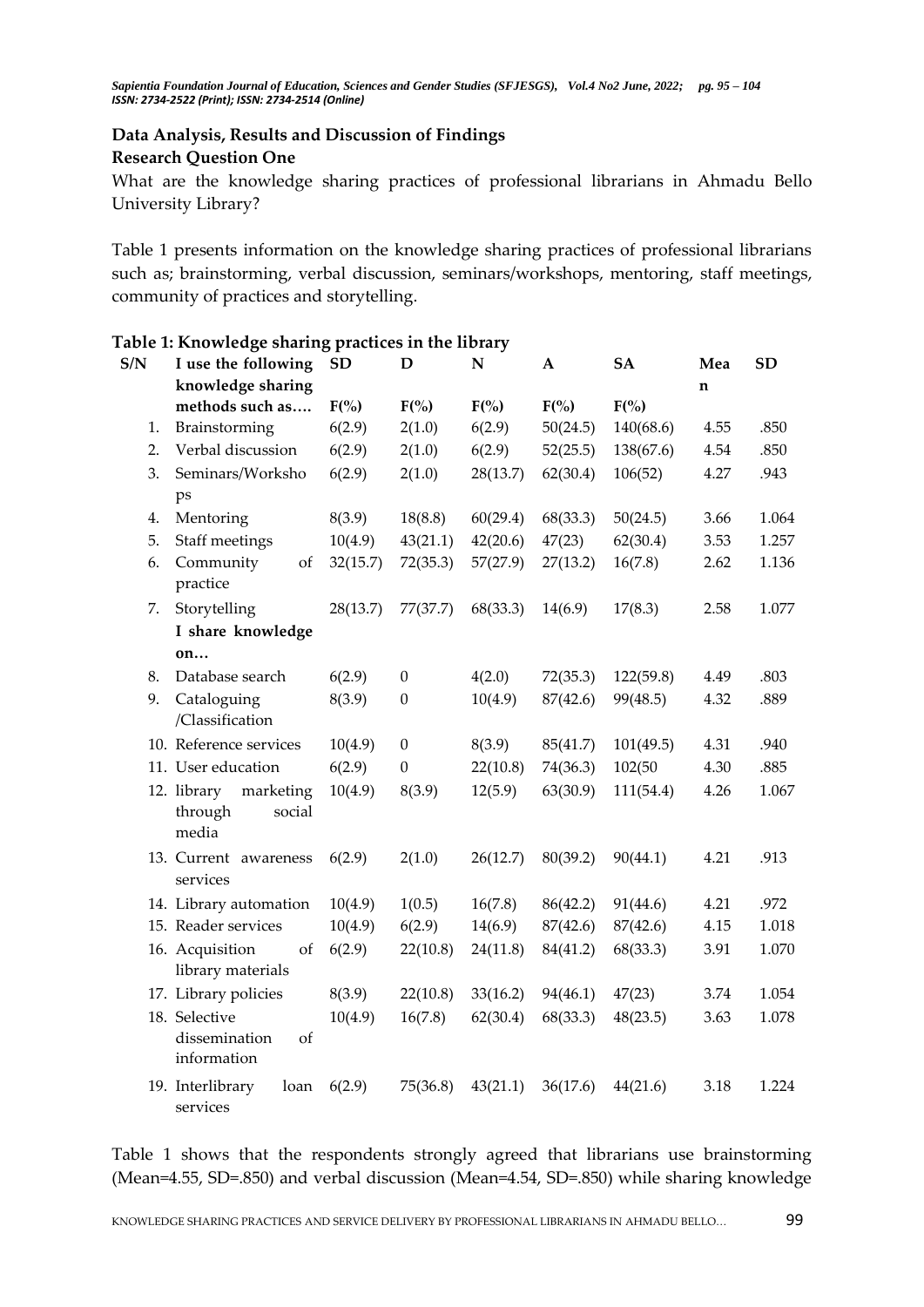## Data Analysis, Results and Discussion of Findings

### Research Question One

What are the knowledge sharing practices of professional librarians in Ahmadu Bello University Library?

Table 1 presents information on the knowledge sharing practices of professional librarians such as; brainstorming, verbal discussion, seminars/workshops, mentoring, staff meetings, community of practices and storytelling.

**Table 1: Knowledge sharing practices in the library**

| S/N | I use the following knowledge sharing methods such as…. | SD F(%) | D F(%) | N F(%) | A F(%) | SA F(%) | Mean | SD |
|---|---|---|---|---|---|---|---|---|
| 1. | Brainstorming | 6(2.9) | 2(1.0) | 6(2.9) | 50(24.5) | 140(68.6) | 4.55 | .850 |
| 2. | Verbal discussion | 6(2.9) | 2(1.0) | 6(2.9) | 52(25.5) | 138(67.6) | 4.54 | .850 |
| 3. | Seminars/Workshops | 6(2.9) | 2(1.0) | 28(13.7) | 62(30.4) | 106(52) | 4.27 | .943 |
| 4. | Mentoring | 8(3.9) | 18(8.8) | 60(29.4) | 68(33.3) | 50(24.5) | 3.66 | 1.064 |
| 5. | Staff meetings | 10(4.9) | 43(21.1) | 42(20.6) | 47(23) | 62(30.4) | 3.53 | 1.257 |
| 6. | Community of practice | 32(15.7) | 72(35.3) | 57(27.9) | 27(13.2) | 16(7.8) | 2.62 | 1.136 |
| 7. | Storytelling | 28(13.7) | 77(37.7) | 68(33.3) | 14(6.9) | 17(8.3) | 2.58 | 1.077 |
| | **I share knowledge on…** | | | | | | | |
| 8. | Database search | 6(2.9) | 0 | 4(2.0) | 72(35.3) | 122(59.8) | 4.49 | .803 |
| 9. | Cataloguing /Classification | 8(3.9) | 0 | 10(4.9) | 87(42.6) | 99(48.5) | 4.32 | .889 |
| 10. | Reference services | 10(4.9) | 0 | 8(3.9) | 85(41.7) | 101(49.5) | 4.31 | .940 |
| 11. | User education | 6(2.9) | 0 | 22(10.8) | 74(36.3) | 102(50 | 4.30 | .885 |
| 12. | library marketing through social media | 10(4.9) | 8(3.9) | 12(5.9) | 63(30.9) | 111(54.4) | 4.26 | 1.067 |
| 13. | Current awareness services | 6(2.9) | 2(1.0) | 26(12.7) | 80(39.2) | 90(44.1) | 4.21 | .913 |
| 14. | Library automation | 10(4.9) | 1(0.5) | 16(7.8) | 86(42.2) | 91(44.6) | 4.21 | .972 |
| 15. | Reader services | 10(4.9) | 6(2.9) | 14(6.9) | 87(42.6) | 87(42.6) | 4.15 | 1.018 |
| 16. | Acquisition of library materials | 6(2.9) | 22(10.8) | 24(11.8) | 84(41.2) | 68(33.3) | 3.91 | 1.070 |
| 17. | Library policies | 8(3.9) | 22(10.8) | 33(16.2) | 94(46.1) | 47(23) | 3.74 | 1.054 |
| 18. | Selective dissemination of information | 10(4.9) | 16(7.8) | 62(30.4) | 68(33.3) | 48(23.5) | 3.63 | 1.078 |
| 19. | Interlibrary loan services | 6(2.9) | 75(36.8) | 43(21.1) | 36(17.6) | 44(21.6) | 3.18 | 1.224 |

Table 1 shows that the respondents strongly agreed that librarians use brainstorming (Mean=4.55, SD=.850) and verbal discussion (Mean=4.54, SD=.850) while sharing knowledge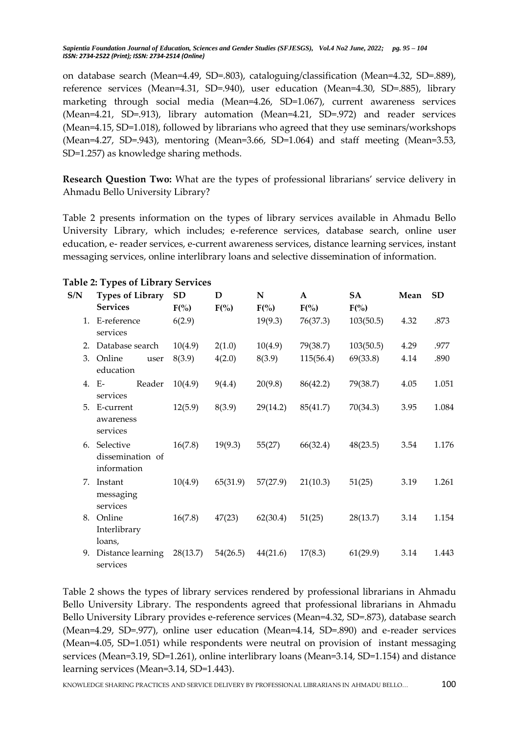on database search (Mean=4.49, SD=.803), cataloguing/classification (Mean=4.32, SD=.889), reference services (Mean=4.31, SD=.940), user education (Mean=4.30, SD=.885), library marketing through social media (Mean=4.26, SD=1.067), current awareness services (Mean=4.21, SD=.913), library automation (Mean=4.21, SD=.972) and reader services (Mean=4.15, SD=1.018), followed by librarians who agreed that they use seminars/workshops (Mean=4.27, SD=.943), mentoring (Mean=3.66, SD=1.064) and staff meeting (Mean=3.53, SD=1.257) as knowledge sharing methods.

**Research Question Two:** What are the types of professional librarians' service delivery in Ahmadu Bello University Library?

Table 2 presents information on the types of library services available in Ahmadu Bello University Library, which includes; e-reference services, database search, online user education, e- reader services, e-current awareness services, distance learning services, instant messaging services, online interlibrary loans and selective dissemination of information.

**Table 2: Types of Library Services**

| S/N | Types of Library Services | SD F(%) | D F(%) | N F(%) | A F(%) | SA F(%) | Mean | SD |
|---|---|---|---|---|---|---|---|---|
| 1. | E-reference services | 6(2.9) | | 19(9.3) | 76(37.3) | 103(50.5) | 4.32 | .873 |
| 2. | Database search | 10(4.9) | 2(1.0) | 10(4.9) | 79(38.7) | 103(50.5) | 4.29 | .977 |
| 3. | Online user education | 8(3.9) | 4(2.0) | 8(3.9) | 115(56.4) | 69(33.8) | 4.14 | .890 |
| 4. | E- Reader services | 10(4.9) | 9(4.4) | 20(9.8) | 86(42.2) | 79(38.7) | 4.05 | 1.051 |
| 5. | E-current awareness services | 12(5.9) | 8(3.9) | 29(14.2) | 85(41.7) | 70(34.3) | 3.95 | 1.084 |
| 6. | Selective dissemination of information | 16(7.8) | 19(9.3) | 55(27) | 66(32.4) | 48(23.5) | 3.54 | 1.176 |
| 7. | Instant messaging services | 10(4.9) | 65(31.9) | 57(27.9) | 21(10.3) | 51(25) | 3.19 | 1.261 |
| 8. | Online Interlibrary loans, | 16(7.8) | 47(23) | 62(30.4) | 51(25) | 28(13.7) | 3.14 | 1.154 |
| 9. | Distance learning services | 28(13.7) | 54(26.5) | 44(21.6) | 17(8.3) | 61(29.9) | 3.14 | 1.443 |

Table 2 shows the types of library services rendered by professional librarians in Ahmadu Bello University Library. The respondents agreed that professional librarians in Ahmadu Bello University Library provides e-reference services (Mean=4.32, SD=.873), database search (Mean=4.29, SD=.977), online user education (Mean=4.14, SD=.890) and e-reader services (Mean=4.05, SD=1.051) while respondents were neutral on provision of instant messaging services (Mean=3.19, SD=1.261), online interlibrary loans (Mean=3.14, SD=1.154) and distance learning services (Mean=3.14, SD=1.443).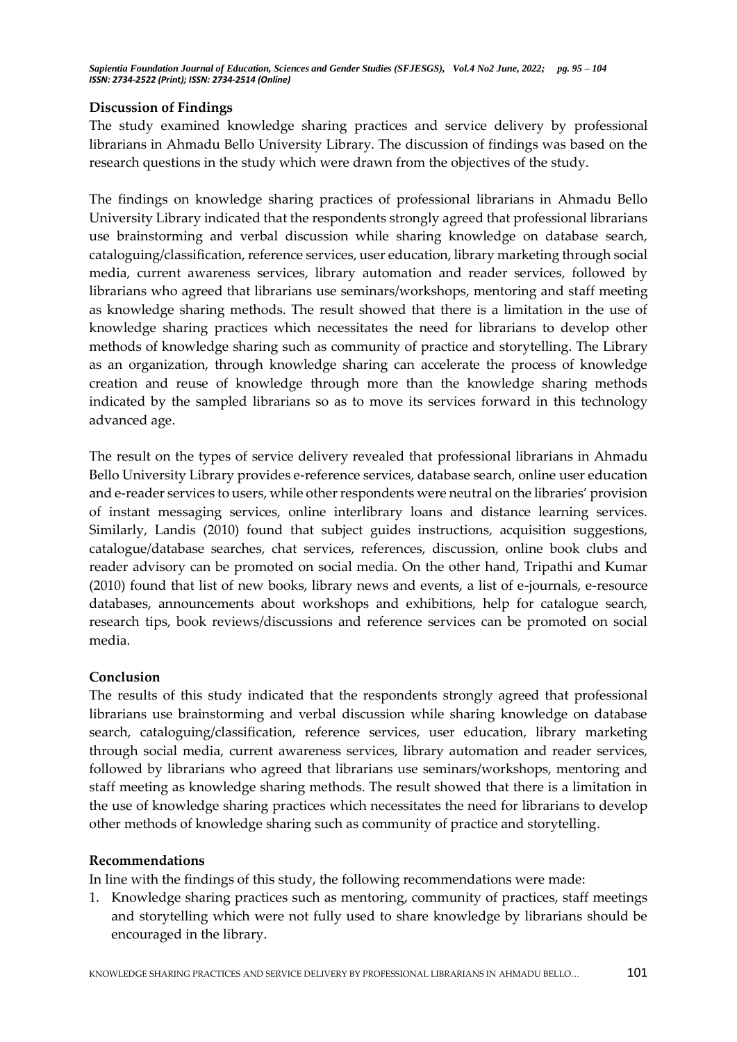## Discussion of Findings

The study examined knowledge sharing practices and service delivery by professional librarians in Ahmadu Bello University Library. The discussion of findings was based on the research questions in the study which were drawn from the objectives of the study.

The findings on knowledge sharing practices of professional librarians in Ahmadu Bello University Library indicated that the respondents strongly agreed that professional librarians use brainstorming and verbal discussion while sharing knowledge on database search, cataloguing/classification, reference services, user education, library marketing through social media, current awareness services, library automation and reader services, followed by librarians who agreed that librarians use seminars/workshops, mentoring and staff meeting as knowledge sharing methods. The result showed that there is a limitation in the use of knowledge sharing practices which necessitates the need for librarians to develop other methods of knowledge sharing such as community of practice and storytelling. The Library as an organization, through knowledge sharing can accelerate the process of knowledge creation and reuse of knowledge through more than the knowledge sharing methods indicated by the sampled librarians so as to move its services forward in this technology advanced age.

The result on the types of service delivery revealed that professional librarians in Ahmadu Bello University Library provides e-reference services, database search, online user education and e-reader services to users, while other respondents were neutral on the libraries' provision of instant messaging services, online interlibrary loans and distance learning services. Similarly, Landis (2010) found that subject guides instructions, acquisition suggestions, catalogue/database searches, chat services, references, discussion, online book clubs and reader advisory can be promoted on social media. On the other hand, Tripathi and Kumar (2010) found that list of new books, library news and events, a list of e-journals, e-resource databases, announcements about workshops and exhibitions, help for catalogue search, research tips, book reviews/discussions and reference services can be promoted on social media.

## Conclusion

The results of this study indicated that the respondents strongly agreed that professional librarians use brainstorming and verbal discussion while sharing knowledge on database search, cataloguing/classification, reference services, user education, library marketing through social media, current awareness services, library automation and reader services, followed by librarians who agreed that librarians use seminars/workshops, mentoring and staff meeting as knowledge sharing methods. The result showed that there is a limitation in the use of knowledge sharing practices which necessitates the need for librarians to develop other methods of knowledge sharing such as community of practice and storytelling.

## Recommendations

In line with the findings of this study, the following recommendations were made:

1. Knowledge sharing practices such as mentoring, community of practices, staff meetings and storytelling which were not fully used to share knowledge by librarians should be encouraged in the library.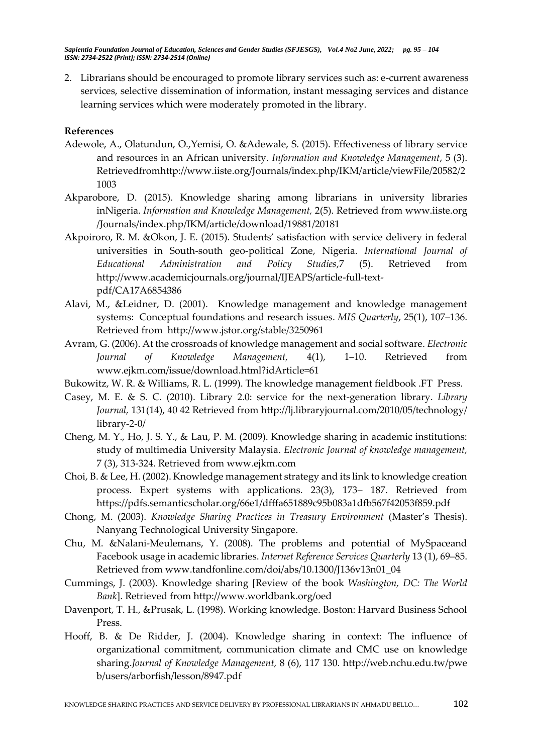2. Librarians should be encouraged to promote library services such as: e-current awareness services, selective dissemination of information, instant messaging services and distance learning services which were moderately promoted in the library.

**References**

Adewole, A., Olatundun, O.,Yemisi, O. &Adewale, S. (2015). Effectiveness of library service and resources in an African university. *Information and Knowledge Management*, 5 (3). Retrievedfromhttp://www.iiste.org/Journals/index.php/IKM/article/viewFile/20582/21003

Akparobore, D. (2015). Knowledge sharing among librarians in university libraries inNigeria. *Information and Knowledge Management,* 2(5). Retrieved from www.iiste.org /Journals/index.php/IKM/article/download/19881/20181

Akpoiroro, R. M. &Okon, J. E. (2015). Students' satisfaction with service delivery in federal universities in South-south geo-political Zone, Nigeria. *International Journal of Educational Administration and Policy Studies*,7 (5). Retrieved from http://www.academicjournals.org/journal/IJEAPS/article-full-text-pdf/CA17A6854386

Alavi, M., &Leidner, D. (2001). Knowledge management and knowledge management systems: Conceptual foundations and research issues. *MIS Quarterly*, 25(1), 107–136. Retrieved from http://www.jstor.org/stable/3250961

Avram, G. (2006). At the crossroads of knowledge management and social software. *Electronic Journal of Knowledge Management,* 4(1), 1–10. Retrieved from www.ejkm.com/issue/download.html?idArticle=61

Bukowitz, W. R. & Williams, R. L. (1999). The knowledge management fieldbook .FT Press.

Casey, M. E. & S. C. (2010). Library 2.0: service for the next-generation library. *Library Journal,* 131(14), 40 42 Retrieved from http://lj.libraryjournal.com/2010/05/technology/library-2-0/

Cheng, M. Y., Ho, J. S. Y., & Lau, P. M. (2009). Knowledge sharing in academic institutions: study of multimedia University Malaysia. *Electronic Journal of knowledge management,* 7 (3), 313-324. Retrieved from www.ejkm.com

Choi, B. & Lee, H. (2002). Knowledge management strategy and its link to knowledge creation process. Expert systems with applications. 23(3), 173– 187. Retrieved from https://pdfs.semanticscholar.org/66e1/dfffa651889c95b083a1dfb567f42053f859.pdf

Chong, M. (2003). *Knowledge Sharing Practices in Treasury Environment* (Master's Thesis). Nanyang Technological University Singapore.

Chu, M. &Nalani-Meulemans, Y. (2008). The problems and potential of MySpaceand Facebook usage in academic libraries. *Internet Reference Services Quarterly* 13 (1), 69–85. Retrieved from www.tandfonline.com/doi/abs/10.1300/J136v13n01_04

Cummings, J. (2003). Knowledge sharing [Review of the book *Washington, DC: The World Bank*]. Retrieved from http://www.worldbank.org/oed

Davenport, T. H., &Prusak, L. (1998). Working knowledge. Boston: Harvard Business School Press.

Hooff, B. & De Ridder, J. (2004). Knowledge sharing in context: The influence of organizational commitment, communication climate and CMC use on knowledge sharing.*Journal of Knowledge Management,* 8 (6), 117 130. http://web.nchu.edu.tw/pweb/users/arborfish/lesson/8947.pdf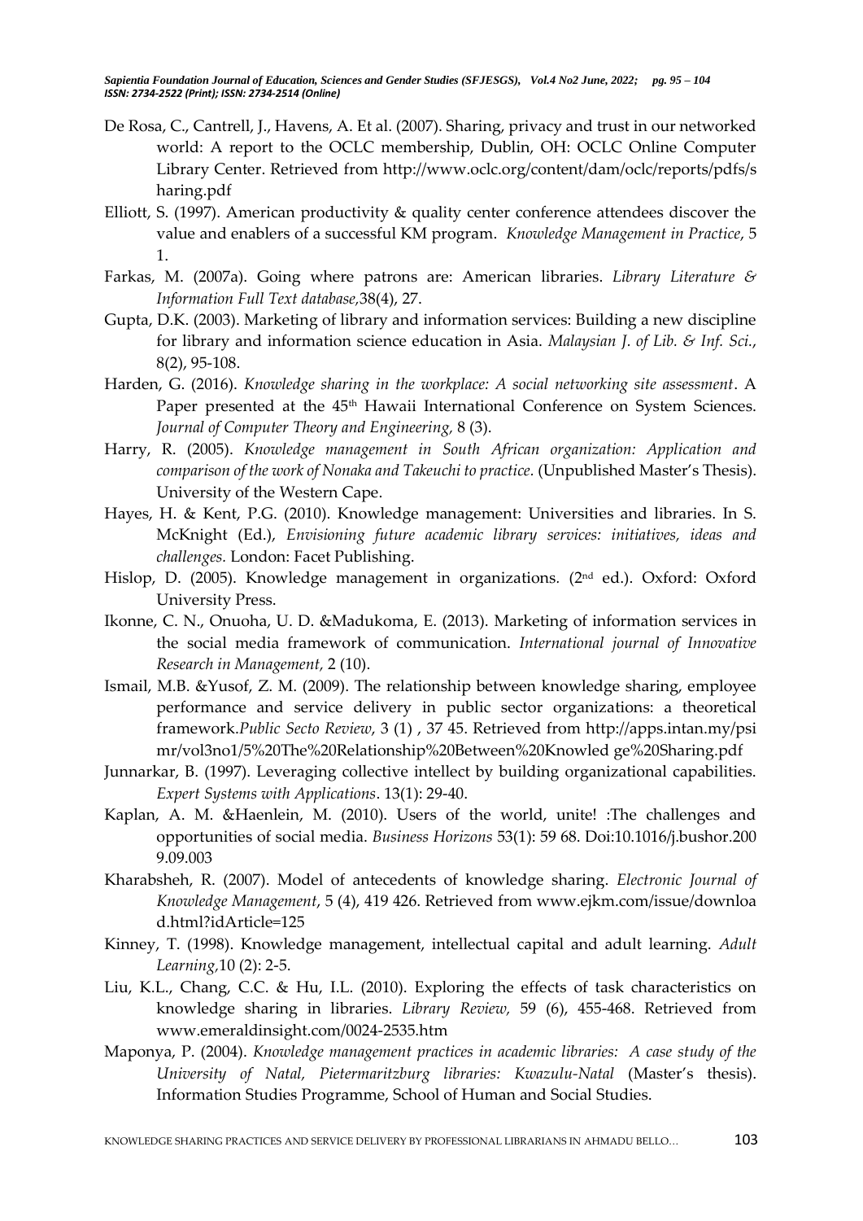De Rosa, C., Cantrell, J., Havens, A. Et al. (2007). Sharing, privacy and trust in our networked world: A report to the OCLC membership, Dublin, OH: OCLC Online Computer Library Center. Retrieved from http://www.oclc.org/content/dam/oclc/reports/pdfs/sharing.pdf

Elliott, S. (1997). American productivity & quality center conference attendees discover the value and enablers of a successful KM program. *Knowledge Management in Practice*, 5 1.

Farkas, M. (2007a). Going where patrons are: American libraries. *Library Literature & Information Full Text database,*38(4), 27.

Gupta, D.K. (2003). Marketing of library and information services: Building a new discipline for library and information science education in Asia. *Malaysian J. of Lib. & Inf. Sci.*, 8(2), 95-108.

Harden, G. (2016). *Knowledge sharing in the workplace: A social networking site assessment*. A Paper presented at the 45th Hawaii International Conference on System Sciences. *Journal of Computer Theory and Engineering,* 8 (3).

Harry, R. (2005). *Knowledge management in South African organization: Application and comparison of the work of Nonaka and Takeuchi to practice.* (Unpublished Master's Thesis). University of the Western Cape.

Hayes, H. & Kent, P.G. (2010). Knowledge management: Universities and libraries. In S. McKnight (Ed.), *Envisioning future academic library services: initiatives, ideas and challenges.* London: Facet Publishing.

Hislop, D. (2005). Knowledge management in organizations. (2nd ed.). Oxford: Oxford University Press.

Ikonne, C. N., Onuoha, U. D. &Madukoma, E. (2013). Marketing of information services in the social media framework of communication. *International journal of Innovative Research in Management,* 2 (10).

Ismail, M.B. &Yusof, Z. M. (2009). The relationship between knowledge sharing, employee performance and service delivery in public sector organizations: a theoretical framework.*Public Secto Review*, 3 (1) , 37 45. Retrieved from http://apps.intan.my/psimr/vol3no1/5%20The%20Relationship%20Between%20Knowled ge%20Sharing.pdf

Junnarkar, B. (1997). Leveraging collective intellect by building organizational capabilities. *Expert Systems with Applications*. 13(1): 29-40.

Kaplan, A. M. &Haenlein, M. (2010). Users of the world, unite! :The challenges and opportunities of social media. *Business Horizons* 53(1): 59 68. Doi:10.1016/j.bushor.2009.09.003

Kharabsheh, R. (2007). Model of antecedents of knowledge sharing. *Electronic Journal of Knowledge Management*, 5 (4), 419 426. Retrieved from www.ejkm.com/issue/download.html?idArticle=125

Kinney, T. (1998). Knowledge management, intellectual capital and adult learning. *Adult Learning,*10 (2): 2-5.

Liu, K.L., Chang, C.C. & Hu, I.L. (2010). Exploring the effects of task characteristics on knowledge sharing in libraries. *Library Review,* 59 (6), 455-468. Retrieved from www.emeraldinsight.com/0024-2535.htm

Maponya, P. (2004). *Knowledge management practices in academic libraries: A case study of the University of Natal, Pietermaritzburg libraries: Kwazulu-Natal* (Master's thesis). Information Studies Programme, School of Human and Social Studies.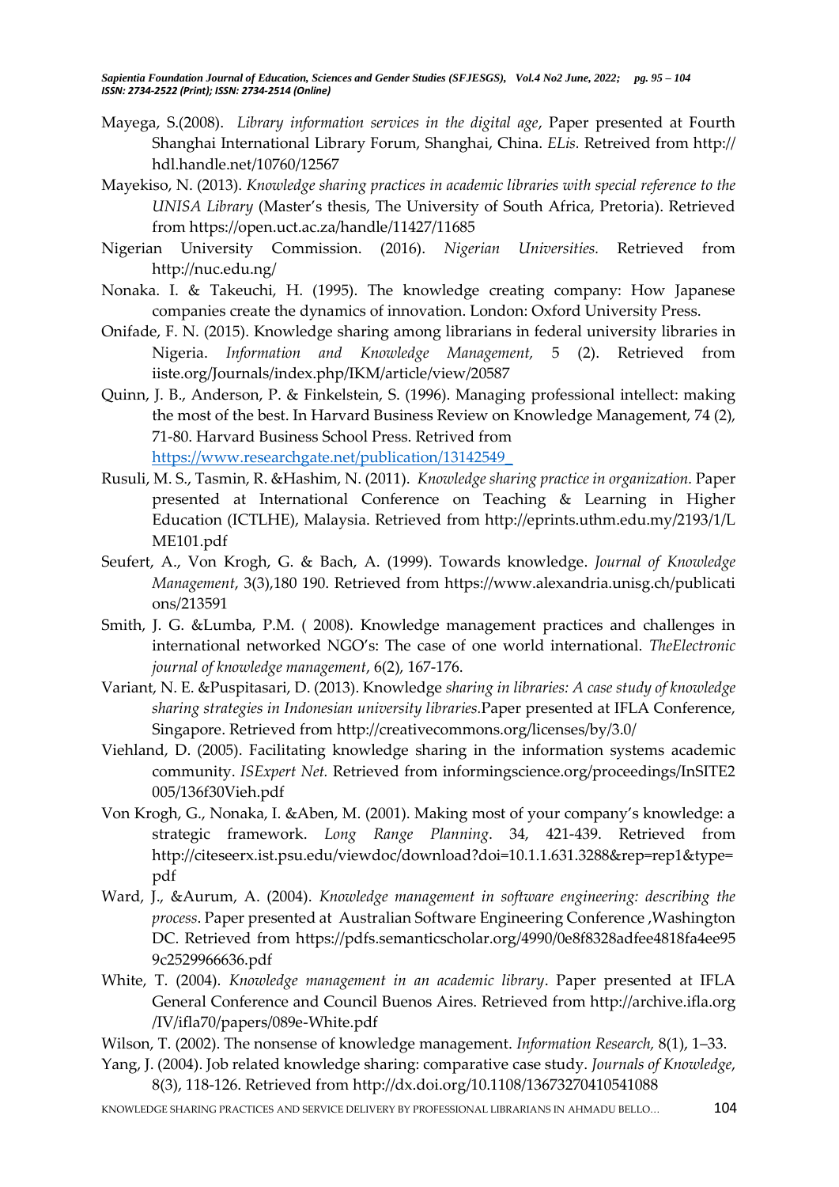Mayega, S.(2008). *Library information services in the digital age*, Paper presented at Fourth Shanghai International Library Forum, Shanghai, China. *ELis.* Retreived from http:// hdl.handle.net/10760/12567

Mayekiso, N. (2013). *Knowledge sharing practices in academic libraries with special reference to the UNISA Library* (Master's thesis, The University of South Africa, Pretoria). Retrieved from https://open.uct.ac.za/handle/11427/11685

Nigerian University Commission. (2016). *Nigerian Universities.* Retrieved from http://nuc.edu.ng/

Nonaka. I. & Takeuchi, H. (1995). The knowledge creating company: How Japanese companies create the dynamics of innovation. London: Oxford University Press.

Onifade, F. N. (2015). Knowledge sharing among librarians in federal university libraries in Nigeria. *Information and Knowledge Management,* 5 (2). Retrieved from iiste.org/Journals/index.php/IKM/article/view/20587

Quinn, J. B., Anderson, P. & Finkelstein, S. (1996). Managing professional intellect: making the most of the best. In Harvard Business Review on Knowledge Management, 74 (2), 71-80. Harvard Business School Press. Retrived from https://www.researchgate.net/publication/13142549_

Rusuli, M. S., Tasmin, R. &Hashim, N. (2011). *Knowledge sharing practice in organization.* Paper presented at International Conference on Teaching & Learning in Higher Education (ICTLHE), Malaysia. Retrieved from http://eprints.uthm.edu.my/2193/1/LME101.pdf

Seufert, A., Von Krogh, G. & Bach, A. (1999). Towards knowledge. *Journal of Knowledge Management*, 3(3),180 190. Retrieved from https://www.alexandria.unisg.ch/publications/213591

Smith, J. G. &Lumba, P.M. ( 2008). Knowledge management practices and challenges in international networked NGO's: The case of one world international. *TheElectronic journal of knowledge management*, 6(2), 167-176.

Variant, N. E. &Puspitasari, D. (2013). Knowledge *sharing in libraries: A case study of knowledge sharing strategies in Indonesian university libraries.*Paper presented at IFLA Conference, Singapore. Retrieved from http://creativecommons.org/licenses/by/3.0/

Viehland, D. (2005). Facilitating knowledge sharing in the information systems academic community. *ISExpert Net.* Retrieved from informingscience.org/proceedings/InSITE2005/136f30Vieh.pdf

Von Krogh, G., Nonaka, I. &Aben, M. (2001). Making most of your company's knowledge: a strategic framework. *Long Range Planning*. 34, 421-439. Retrieved from http://citeseerx.ist.psu.edu/viewdoc/download?doi=10.1.1.631.3288&rep=rep1&type=pdf

Ward, J., &Aurum, A. (2004). *Knowledge management in software engineering: describing the process.* Paper presented at Australian Software Engineering Conference ,Washington DC. Retrieved from https://pdfs.semanticscholar.org/4990/0e8f8328adfee4818fa4ee959c2529966636.pdf

White, T. (2004). *Knowledge management in an academic library*. Paper presented at IFLA General Conference and Council Buenos Aires. Retrieved from http://archive.ifla.org/IV/ifla70/papers/089e-White.pdf

Wilson, T. (2002). The nonsense of knowledge management. *Information Research*, 8(1), 1–33.

Yang, J. (2004). Job related knowledge sharing: comparative case study. *Journals of Knowledge*, 8(3), 118-126. Retrieved from http://dx.doi.org/10.1108/13673270410541088